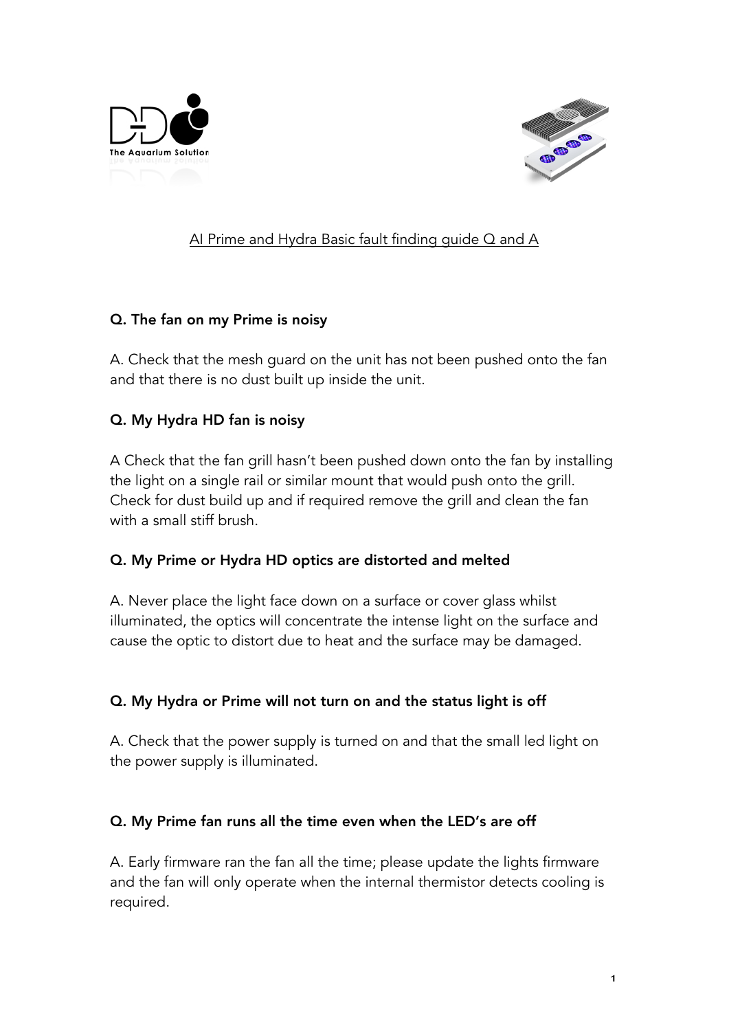# AI Prime and Hydra Basic fault finding guide Q and A

**Q. The fan on my Prime is noisy**

A. Check that the mesh guard on the unit has not been pushed onto the fan and that there is no dust built up inside the unit.

**Q. My Hydra HD fan is noisy**

A Check that the fan grill hasn't been pushed down onto the fan by installing the light on a single rail or similar mount that would push onto the grill. Check for dust build up and if required remove the grill and clean the fan with a small stiff brush.

**Q. My Prime or Hydra HD optics are distorted and melted**

A. Never place the light face down on a surface or cover glass whilst illuminated, the optics will concentrate the intense light on the surface and cause the optic to distort due to heat and the surface may be damaged.

**Q. My Hydra or Prime will not turn on and the status light is off**

A. Check that the power supply is turned on and that the small led light on the power supply is illuminated.

**Q. My Prime fan runs all the time even when the LED's are off**

A. Early firmware ran the fan all the time; please update the lights firmware and the fan will only operate when the internal thermistor detects cooling is required.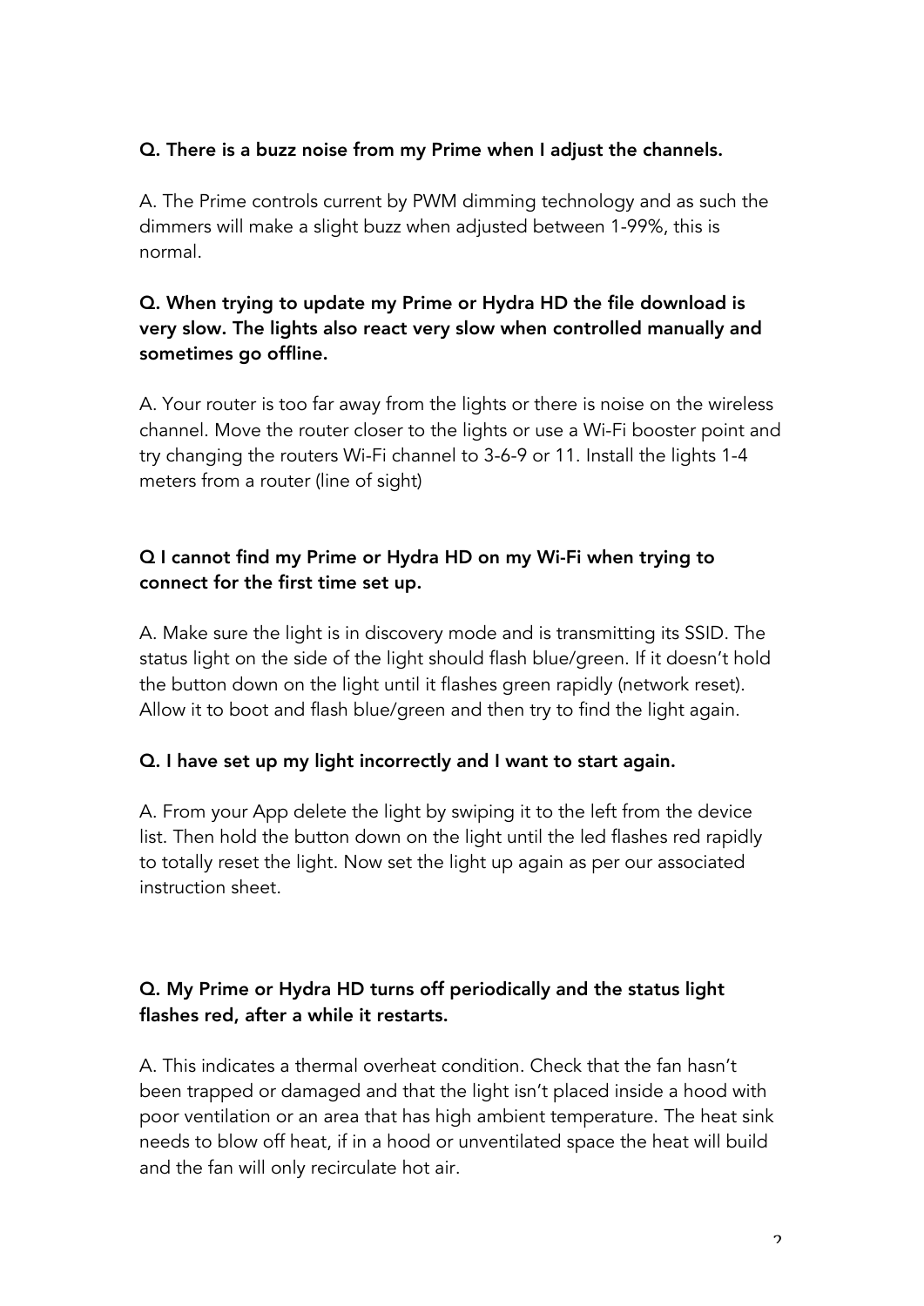**Q. There is a buzz noise from my Prime when I adjust the channels.**

A. The Prime controls current by PWM dimming technology and as such the dimmers will make a slight buzz when adjusted between 1-99%, this is normal.

**Q. When trying to update my Prime or Hydra HD the file download is very slow. The lights also react very slow when controlled manually and sometimes go offline.**

A. Your router is too far away from the lights or there is noise on the wireless channel. Move the router closer to the lights or use a Wi-Fi booster point and try changing the routers Wi-Fi channel to 3-6-9 or 11. Install the lights 1-4 meters from a router (line of sight)

**Q I cannot find my Prime or Hydra HD on my Wi-Fi when trying to connect for the first time set up.**

A. Make sure the light is in discovery mode and is transmitting its SSID. The status light on the side of the light should flash blue/green. If it doesn't hold the button down on the light until it flashes green rapidly (network reset). Allow it to boot and flash blue/green and then try to find the light again.

**Q. I have set up my light incorrectly and I want to start again.**

A. From your App delete the light by swiping it to the left from the device list. Then hold the button down on the light until the led flashes red rapidly to totally reset the light. Now set the light up again as per our associated instruction sheet.

**Q. My Prime or Hydra HD turns off periodically and the status light flashes red, after a while it restarts.**

A. This indicates a thermal overheat condition. Check that the fan hasn't been trapped or damaged and that the light isn't placed inside a hood with poor ventilation or an area that has high ambient temperature. The heat sink needs to blow off heat, if in a hood or unventilated space the heat will build and the fan will only recirculate hot air.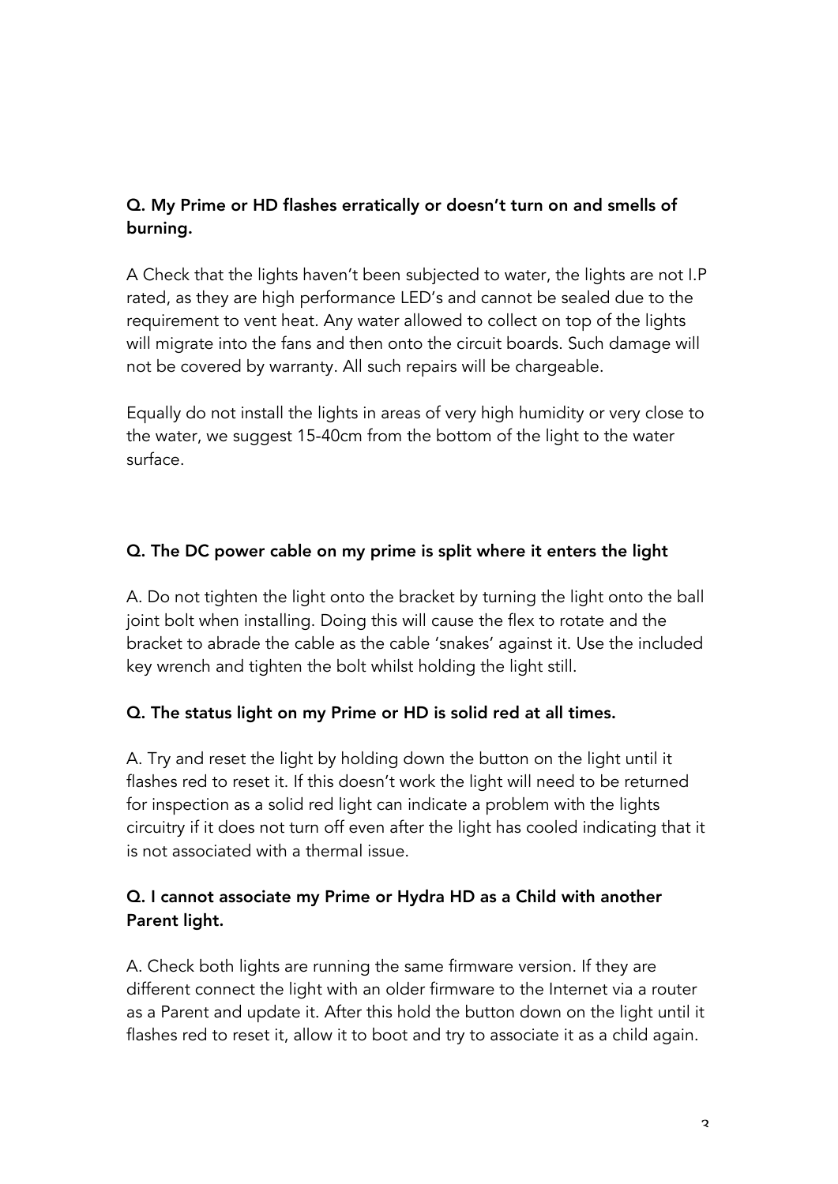**Q. My Prime or HD flashes erratically or doesn't turn on and smells of burning.**

A Check that the lights haven't been subjected to water, the lights are not I.P rated, as they are high performance LED's and cannot be sealed due to the requirement to vent heat. Any water allowed to collect on top of the lights will migrate into the fans and then onto the circuit boards. Such damage will not be covered by warranty. All such repairs will be chargeable.

Equally do not install the lights in areas of very high humidity or very close to the water, we suggest 15-40cm from the bottom of the light to the water surface.

**Q. The DC power cable on my prime is split where it enters the light**

A. Do not tighten the light onto the bracket by turning the light onto the ball joint bolt when installing. Doing this will cause the flex to rotate and the bracket to abrade the cable as the cable 'snakes' against it. Use the included key wrench and tighten the bolt whilst holding the light still.

**Q. The status light on my Prime or HD is solid red at all times.**

A. Try and reset the light by holding down the button on the light until it flashes red to reset it. If this doesn't work the light will need to be returned for inspection as a solid red light can indicate a problem with the lights circuitry if it does not turn off even after the light has cooled indicating that it is not associated with a thermal issue.

**Q. I cannot associate my Prime or Hydra HD as a Child with another Parent light.**

A. Check both lights are running the same firmware version. If they are different connect the light with an older firmware to the Internet via a router as a Parent and update it. After this hold the button down on the light until it flashes red to reset it, allow it to boot and try to associate it as a child again.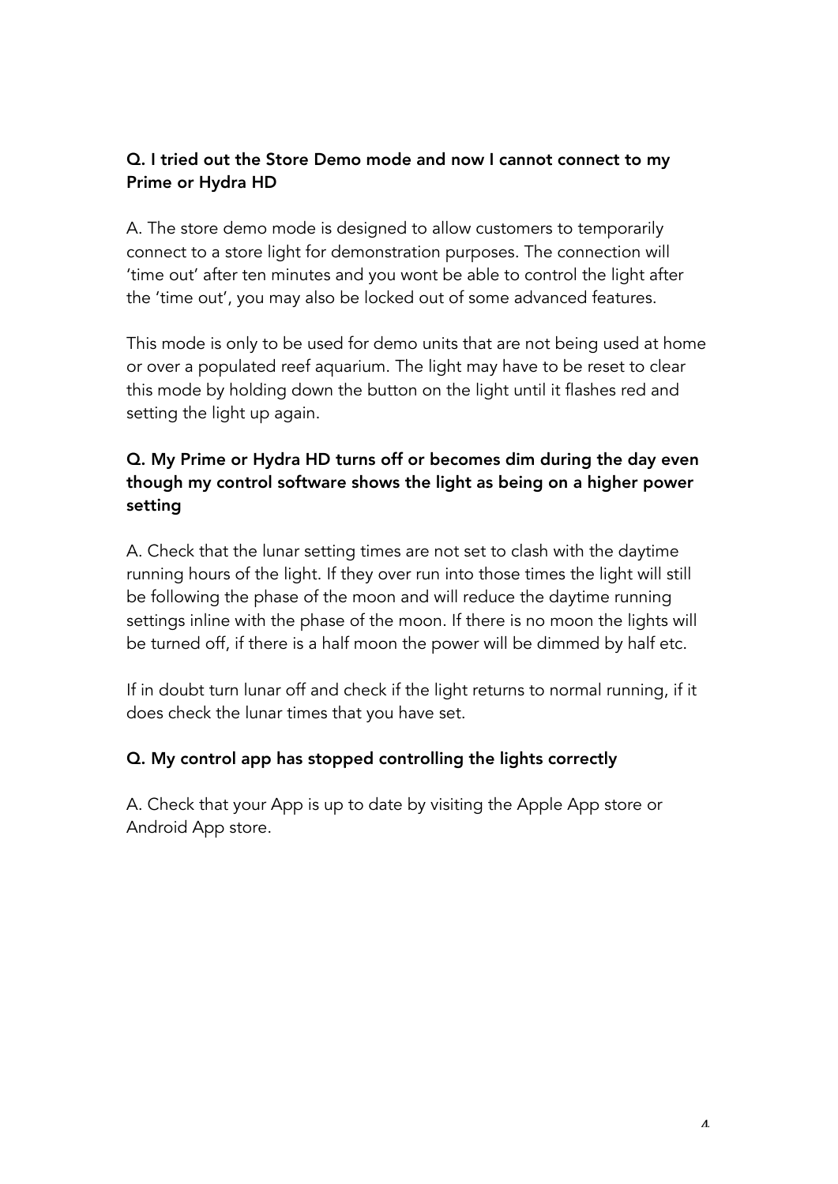**Q. I tried out the Store Demo mode and now I cannot connect to my Prime or Hydra HD**

A. The store demo mode is designed to allow customers to temporarily connect to a store light for demonstration purposes. The connection will 'time out' after ten minutes and you wont be able to control the light after the 'time out', you may also be locked out of some advanced features.

This mode is only to be used for demo units that are not being used at home or over a populated reef aquarium. The light may have to be reset to clear this mode by holding down the button on the light until it flashes red and setting the light up again.

**Q. My Prime or Hydra HD turns off or becomes dim during the day even though my control software shows the light as being on a higher power setting**

A. Check that the lunar setting times are not set to clash with the daytime running hours of the light. If they over run into those times the light will still be following the phase of the moon and will reduce the daytime running settings inline with the phase of the moon. If there is no moon the lights will be turned off, if there is a half moon the power will be dimmed by half etc.

If in doubt turn lunar off and check if the light returns to normal running, if it does check the lunar times that you have set.

**Q. My control app has stopped controlling the lights correctly**

A. Check that your App is up to date by visiting the Apple App store or Android App store.